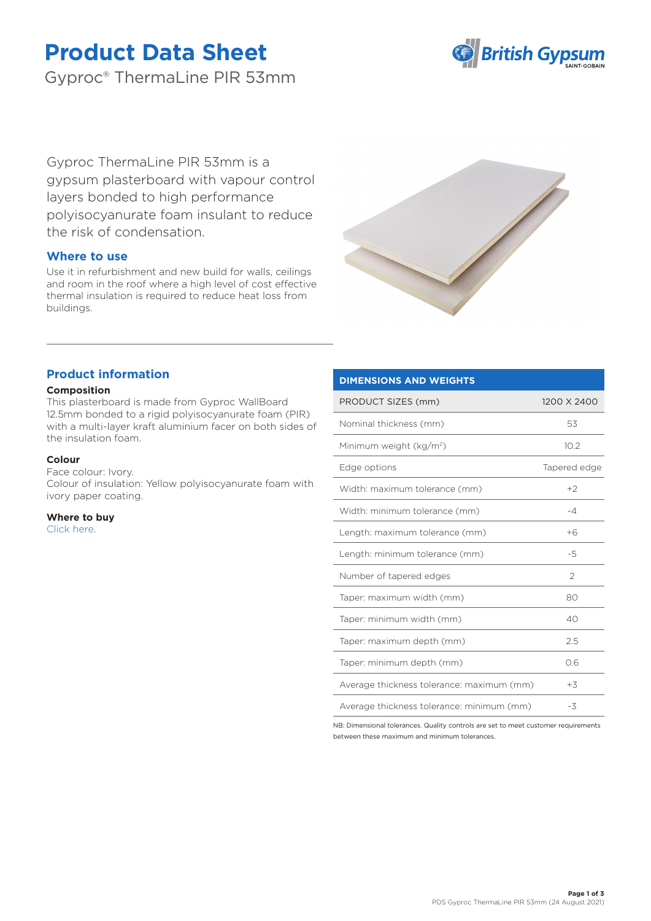# Product Data Sheet

Gyproc® ThermaLine PIR 53mm

Gyproc ThermaLine PIR 53mm is a gypsum plasterboard with vapour control layers bonded to high performance polyisocyanurate foam insulant to reduce the risk of condensation.

## Where to use

Use it in refurbishment and new build for walls, ceilings and room in the roof where a high level of cost effective thermal insulation is required to reduce heat loss from buildings.

## Product information

**Composition**

This plasterboard is made from Gyproc WallBoard 12.5mm bonded to a rigid polyisocyanurate foam (PIR) with a multi-layer kraft aluminium facer on both sides of the insulation foam.

**Colour**

Face colour: Ivory.
Colour of insulation: Yellow polyisocyanurate foam with ivory paper coating.

**Where to buy**

Click here.

| DIMENSIONS AND WEIGHTS | |
|---|---|
| PRODUCT SIZES (mm) | 1200 X 2400 |
| Nominal thickness (mm) | 53 |
| Minimum weight (kg/m²) | 10.2 |
| Edge options | Tapered edge |
| Width: maximum tolerance (mm) | +2 |
| Width: minimum tolerance (mm) | -4 |
| Length: maximum tolerance (mm) | +6 |
| Length: minimum tolerance (mm) | -5 |
| Number of tapered edges | 2 |
| Taper: maximum width (mm) | 80 |
| Taper: minimum width (mm) | 40 |
| Taper: maximum depth (mm) | 2.5 |
| Taper: minimum depth (mm) | 0.6 |
| Average thickness tolerance: maximum (mm) | +3 |
| Average thickness tolerance: minimum (mm) | -3 |

NB: Dimensional tolerances. Quality controls are set to meet customer requirements between these maximum and minimum tolerances.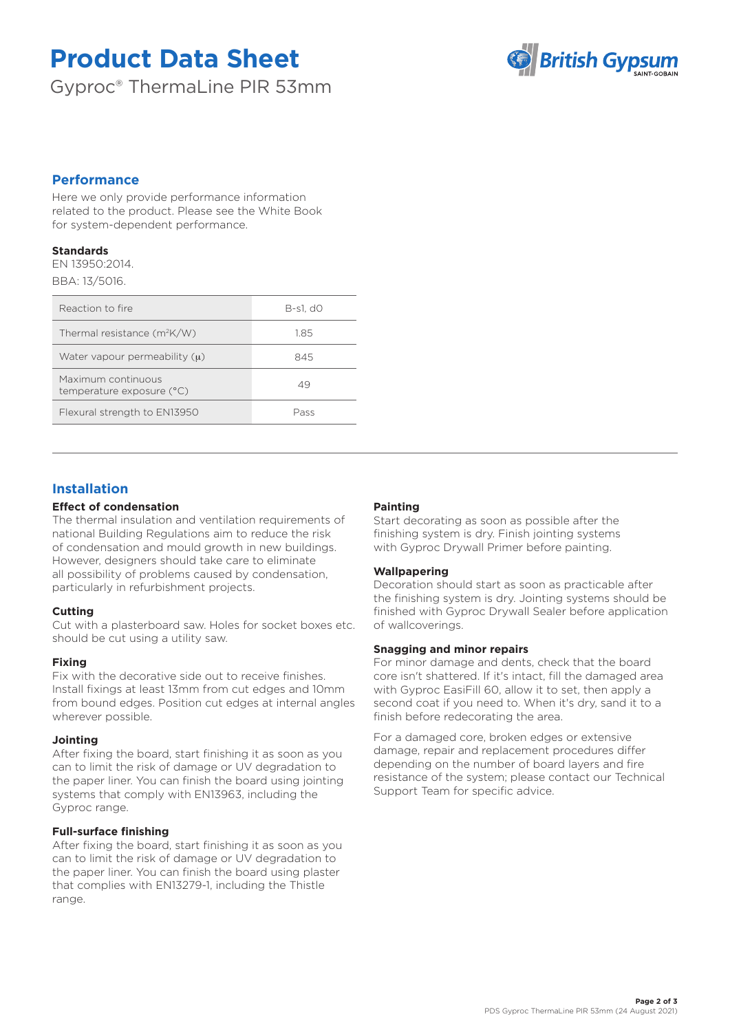# Product Data Sheet

Gyproc® ThermaLine PIR 53mm

## Performance

Here we only provide performance information related to the product. Please see the White Book for system-dependent performance.

### Standards

EN 13950:2014.

BBA: 13/5016.

| Property | Value |
| --- | --- |
| Reaction to fire | B-s1, d0 |
| Thermal resistance ($m^2K/W$) | 1.85 |
| Water vapour permeability ($\mu$) | 845 |
| Maximum continuous temperature exposure (°C) | 49 |
| Flexural strength to EN13950 | Pass |

## Installation

### Effect of condensation

The thermal insulation and ventilation requirements of national Building Regulations aim to reduce the risk of condensation and mould growth in new buildings. However, designers should take care to eliminate all possibility of problems caused by condensation, particularly in refurbishment projects.

### Cutting

Cut with a plasterboard saw. Holes for socket boxes etc. should be cut using a utility saw.

### Fixing

Fix with the decorative side out to receive finishes. Install fixings at least 13mm from cut edges and 10mm from bound edges. Position cut edges at internal angles wherever possible.

### Jointing

After fixing the board, start finishing it as soon as you can to limit the risk of damage or UV degradation to the paper liner. You can finish the board using jointing systems that comply with EN13963, including the Gyproc range.

### Full-surface finishing

After fixing the board, start finishing it as soon as you can to limit the risk of damage or UV degradation to the paper liner. You can finish the board using plaster that complies with EN13279-1, including the Thistle range.

### Painting

Start decorating as soon as possible after the finishing system is dry. Finish jointing systems with Gyproc Drywall Primer before painting.

### Wallpapering

Decoration should start as soon as practicable after the finishing system is dry. Jointing systems should be finished with Gyproc Drywall Sealer before application of wallcoverings.

### Snagging and minor repairs

For minor damage and dents, check that the board core isn't shattered. If it's intact, fill the damaged area with Gyproc EasiFill 60, allow it to set, then apply a second coat if you need to. When it's dry, sand it to a finish before redecorating the area.

For a damaged core, broken edges or extensive damage, repair and replacement procedures differ depending on the number of board layers and fire resistance of the system; please contact our Technical Support Team for specific advice.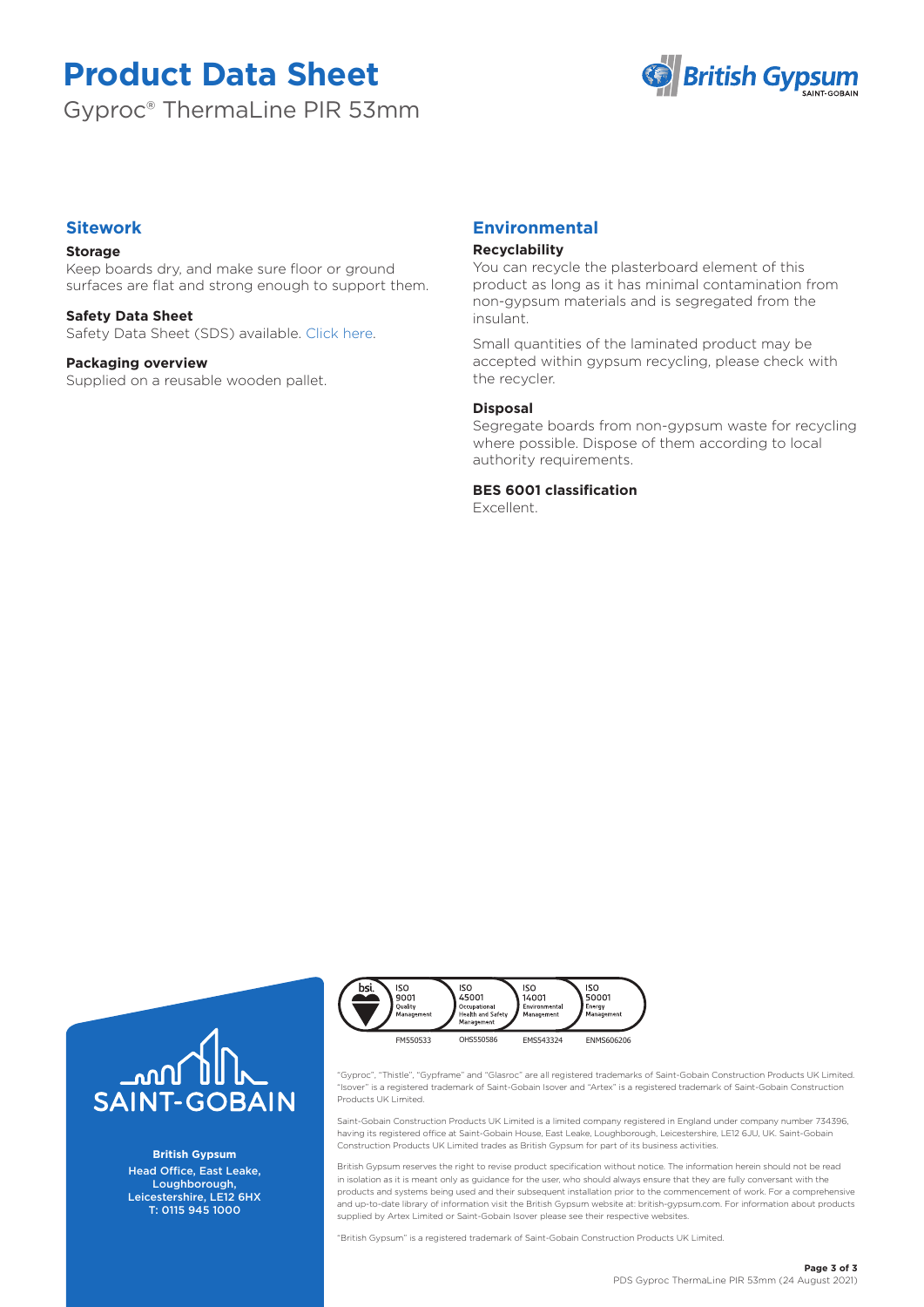# Product Data Sheet

Gyproc® ThermaLine PIR 53mm

## Sitework

**Storage**

Keep boards dry, and make sure floor or ground surfaces are flat and strong enough to support them.

**Safety Data Sheet**

Safety Data Sheet (SDS) available. Click here.

**Packaging overview**

Supplied on a reusable wooden pallet.

## Environmental

**Recyclability**

You can recycle the plasterboard element of this product as long as it has minimal contamination from non-gypsum materials and is segregated from the insulant.

Small quantities of the laminated product may be accepted within gypsum recycling, please check with the recycler.

**Disposal**

Segregate boards from non-gypsum waste for recycling where possible. Dispose of them according to local authority requirements.

**BES 6001 classification**

Excellent.

ISO 9001 Quality Management FM550533
ISO 45001 Occupational Health and Safety Management OHS550586
ISO 14001 Environmental Management EMS543324
ISO 50001 Energy Management ENMS606206

"Gyproc", "Thistle", "Gypframe" and "Glasroc" are all registered trademarks of Saint-Gobain Construction Products UK Limited. "Isover" is a registered trademark of Saint-Gobain Isover and "Artex" is a registered trademark of Saint-Gobain Construction Products UK Limited.

Saint-Gobain Construction Products UK Limited is a limited company registered in England under company number 734396, having its registered office at Saint-Gobain House, East Leake, Loughborough, Leicestershire, LE12 6JU, UK. Saint-Gobain Construction Products UK Limited trades as British Gypsum for part of its business activities.

British Gypsum reserves the right to revise product specification without notice. The information herein should not be read in isolation as it is meant only as guidance for the user, who should always ensure that they are fully conversant with the products and systems being used and their subsequent installation prior to the commencement of work. For a comprehensive and up-to-date library of information visit the British Gypsum website at: british-gypsum.com. For information about products supplied by Artex Limited or Saint-Gobain Isover please see their respective websites.

"British Gypsum" is a registered trademark of Saint-Gobain Construction Products UK Limited.

**British Gypsum**
Head Office, East Leake, Loughborough, Leicestershire, LE12 6HX
T: 0115 945 1000

PDS Gyproc ThermaLine PIR 53mm (24 August 2021)